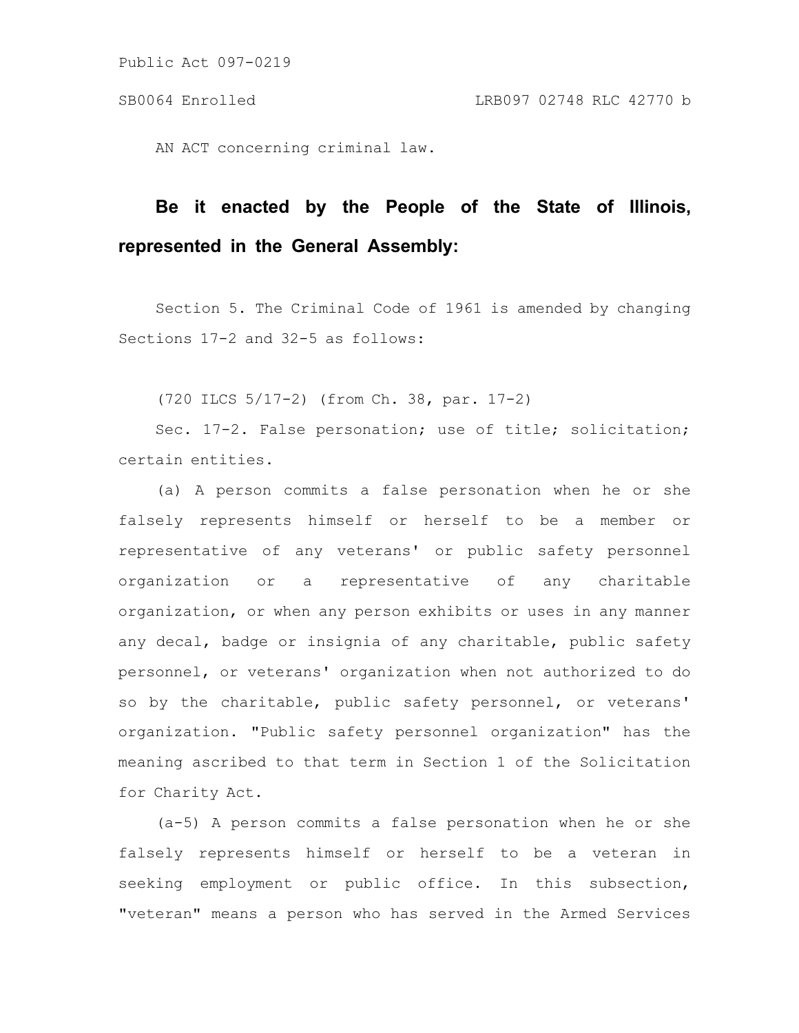Public Act 097-0219

SB0064 Enrolled LRB097 02748 RLC 42770 b

AN ACT concerning criminal law.

**Be it enacted by the People of the State of Illinois, represented in the General Assembly:**

Section 5. The Criminal Code of 1961 is amended by changing Sections 17-2 and 32-5 as follows:

(720 ILCS 5/17-2) (from Ch. 38, par. 17-2)

Sec. 17-2. False personation; use of title; solicitation; certain entities.

(a) A person commits a false personation when he or she falsely represents himself or herself to be a member or representative of any veterans' or public safety personnel organization or a representative of any charitable organization, or when any person exhibits or uses in any manner any decal, badge or insignia of any charitable, public safety personnel, or veterans' organization when not authorized to do so by the charitable, public safety personnel, or veterans' organization. "Public safety personnel organization" has the meaning ascribed to that term in Section 1 of the Solicitation for Charity Act.

(a-5) A person commits a false personation when he or she falsely represents himself or herself to be a veteran in seeking employment or public office. In this subsection, "veteran" means a person who has served in the Armed Services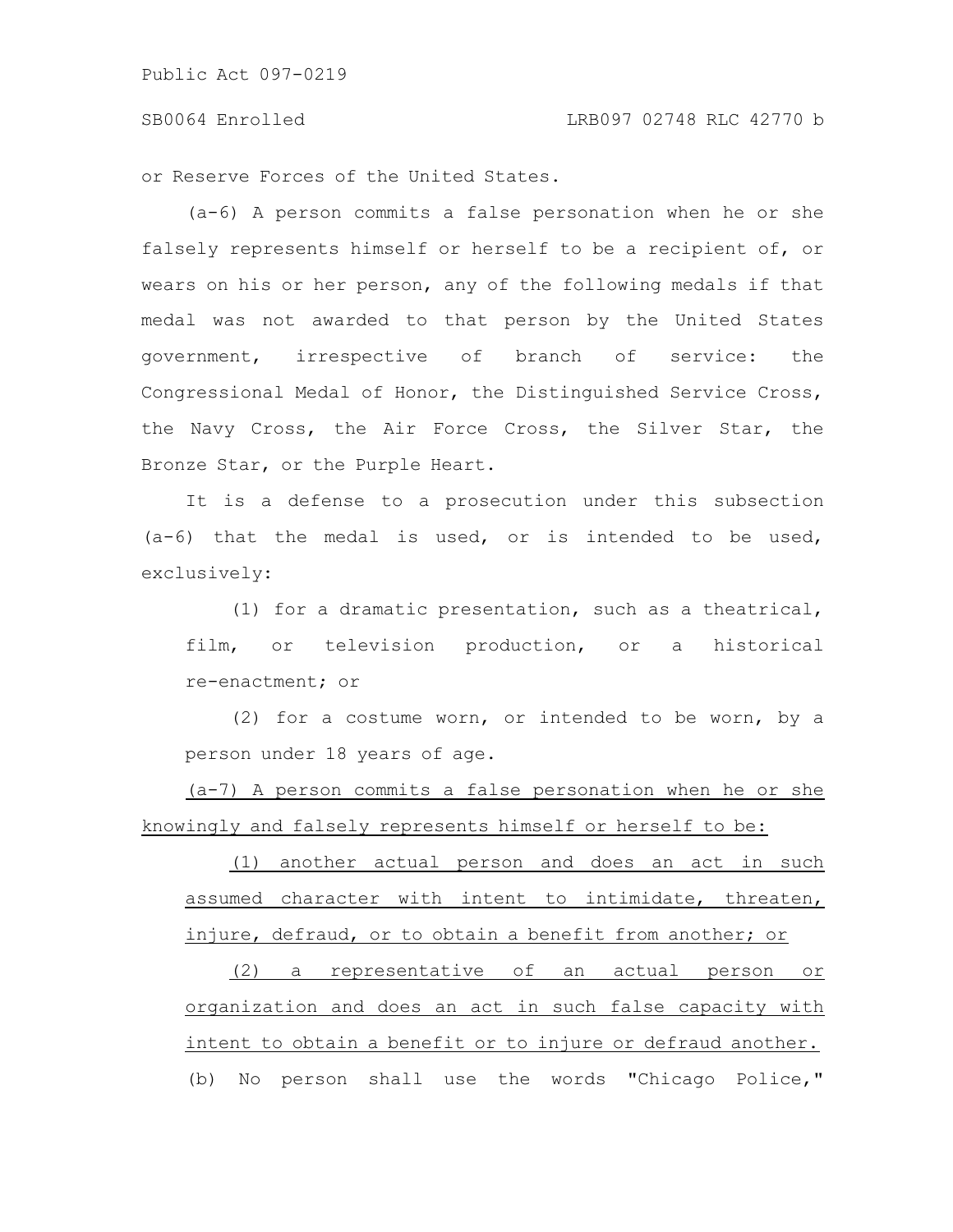or Reserve Forces of the United States.

(a-6) A person commits a false personation when he or she falsely represents himself or herself to be a recipient of, or wears on his or her person, any of the following medals if that medal was not awarded to that person by the United States government, irrespective of branch of service: the Congressional Medal of Honor, the Distinguished Service Cross, the Navy Cross, the Air Force Cross, the Silver Star, the Bronze Star, or the Purple Heart.

It is a defense to a prosecution under this subsection (a-6) that the medal is used, or is intended to be used, exclusively:

(1) for a dramatic presentation, such as a theatrical, film, or television production, or a historical re-enactment; or

(2) for a costume worn, or intended to be worn, by a person under 18 years of age.

<u>(a-7) A person commits a false personation when he or she knowingly and falsely represents himself or herself to be:</u>

<u>(1) another actual person and does an act in such assumed character with intent to intimidate, threaten, injure, defraud, or to obtain a benefit from another; or</u>

<u>(2) a representative of an actual person or organization and does an act in such false capacity with intent to obtain a benefit or to injure or defraud another.</u>

(b) No person shall use the words "Chicago Police,"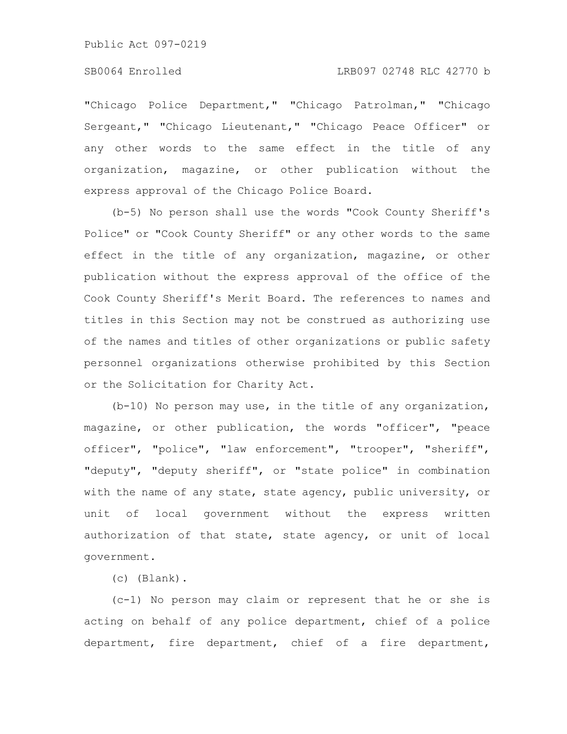"Chicago Police Department," "Chicago Patrolman," "Chicago Sergeant," "Chicago Lieutenant," "Chicago Peace Officer" or any other words to the same effect in the title of any organization, magazine, or other publication without the express approval of the Chicago Police Board.

(b-5) No person shall use the words "Cook County Sheriff's Police" or "Cook County Sheriff" or any other words to the same effect in the title of any organization, magazine, or other publication without the express approval of the office of the Cook County Sheriff's Merit Board. The references to names and titles in this Section may not be construed as authorizing use of the names and titles of other organizations or public safety personnel organizations otherwise prohibited by this Section or the Solicitation for Charity Act.

(b-10) No person may use, in the title of any organization, magazine, or other publication, the words "officer", "peace officer", "police", "law enforcement", "trooper", "sheriff", "deputy", "deputy sheriff", or "state police" in combination with the name of any state, state agency, public university, or unit of local government without the express written authorization of that state, state agency, or unit of local government.

(c) (Blank).

(c-1) No person may claim or represent that he or she is acting on behalf of any police department, chief of a police department, fire department, chief of a fire department,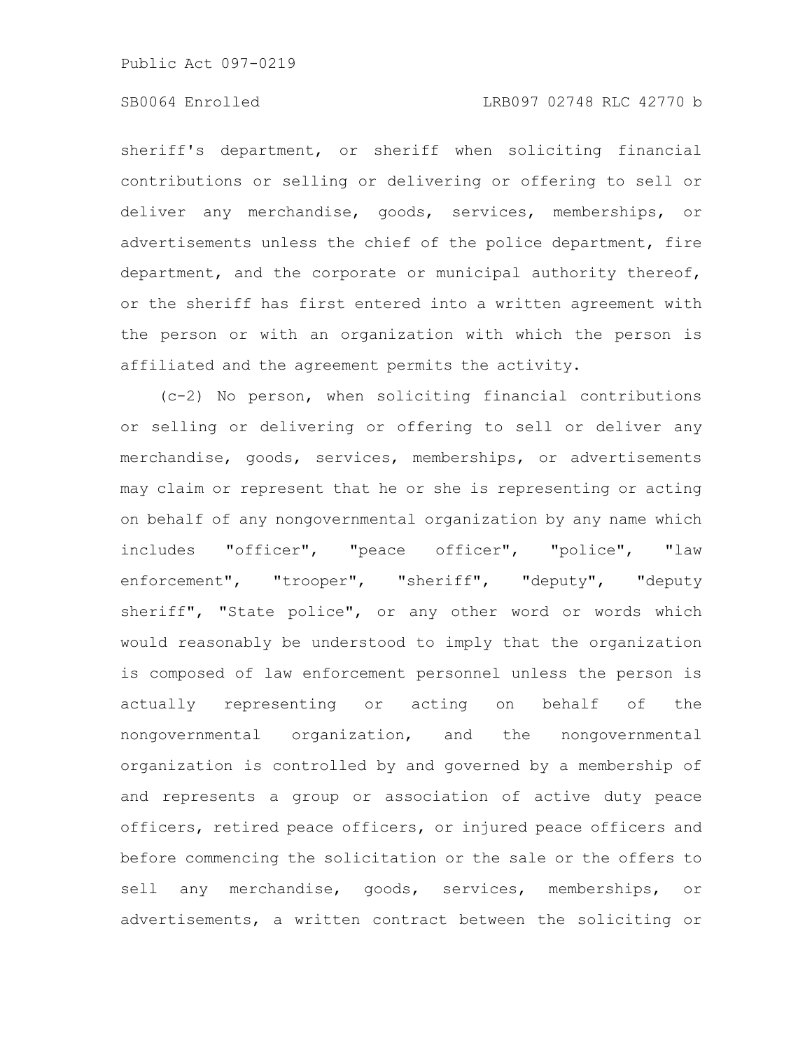sheriff's department, or sheriff when soliciting financial contributions or selling or delivering or offering to sell or deliver any merchandise, goods, services, memberships, or advertisements unless the chief of the police department, fire department, and the corporate or municipal authority thereof, or the sheriff has first entered into a written agreement with the person or with an organization with which the person is affiliated and the agreement permits the activity.

(c-2) No person, when soliciting financial contributions or selling or delivering or offering to sell or deliver any merchandise, goods, services, memberships, or advertisements may claim or represent that he or she is representing or acting on behalf of any nongovernmental organization by any name which includes "officer", "peace officer", "police", "law enforcement", "trooper", "sheriff", "deputy", "deputy sheriff", "State police", or any other word or words which would reasonably be understood to imply that the organization is composed of law enforcement personnel unless the person is actually representing or acting on behalf of the nongovernmental organization, and the nongovernmental organization is controlled by and governed by a membership of and represents a group or association of active duty peace officers, retired peace officers, or injured peace officers and before commencing the solicitation or the sale or the offers to sell any merchandise, goods, services, memberships, or advertisements, a written contract between the soliciting or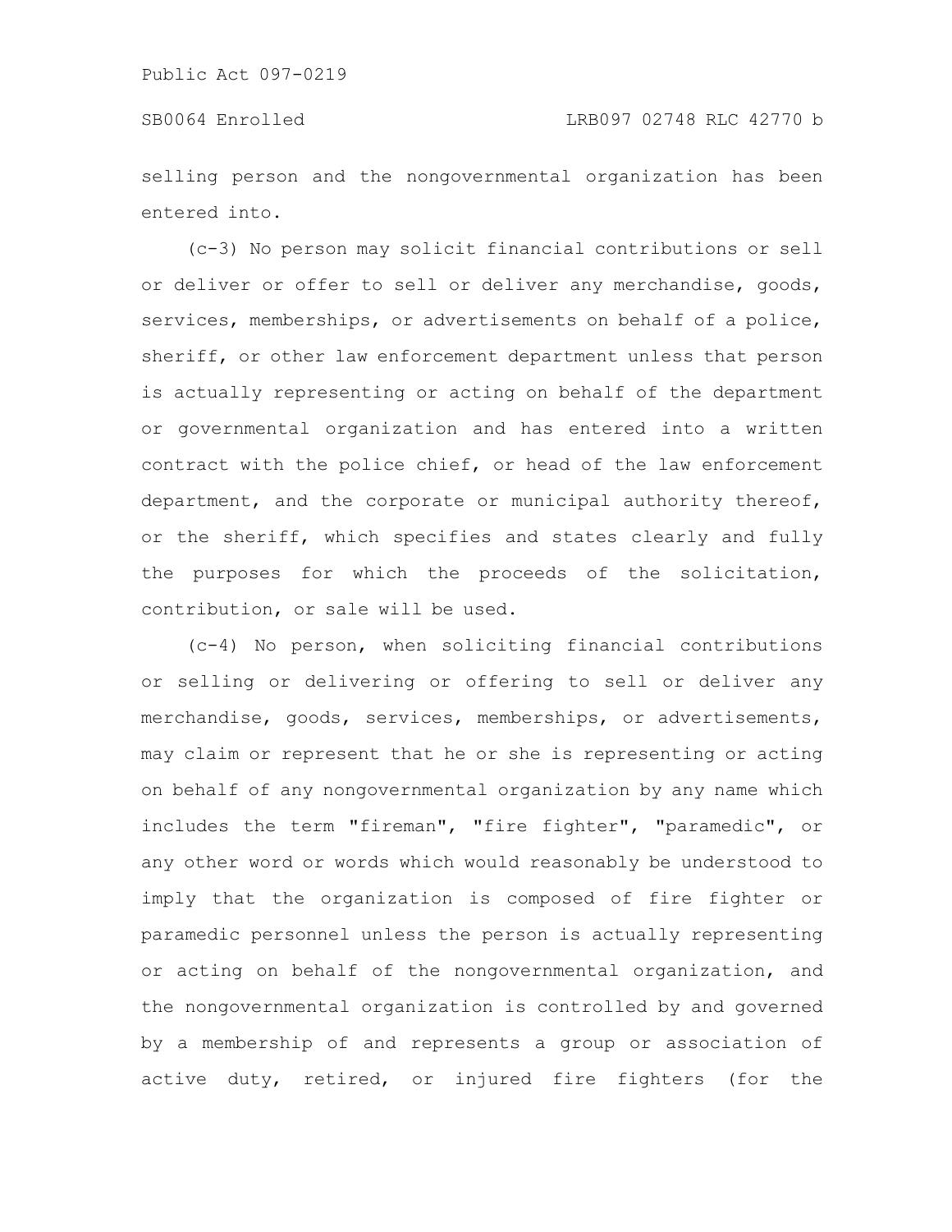selling person and the nongovernmental organization has been entered into.

(c-3) No person may solicit financial contributions or sell or deliver or offer to sell or deliver any merchandise, goods, services, memberships, or advertisements on behalf of a police, sheriff, or other law enforcement department unless that person is actually representing or acting on behalf of the department or governmental organization and has entered into a written contract with the police chief, or head of the law enforcement department, and the corporate or municipal authority thereof, or the sheriff, which specifies and states clearly and fully the purposes for which the proceeds of the solicitation, contribution, or sale will be used.

(c-4) No person, when soliciting financial contributions or selling or delivering or offering to sell or deliver any merchandise, goods, services, memberships, or advertisements, may claim or represent that he or she is representing or acting on behalf of any nongovernmental organization by any name which includes the term "fireman", "fire fighter", "paramedic", or any other word or words which would reasonably be understood to imply that the organization is composed of fire fighter or paramedic personnel unless the person is actually representing or acting on behalf of the nongovernmental organization, and the nongovernmental organization is controlled by and governed by a membership of and represents a group or association of active duty, retired, or injured fire fighters (for the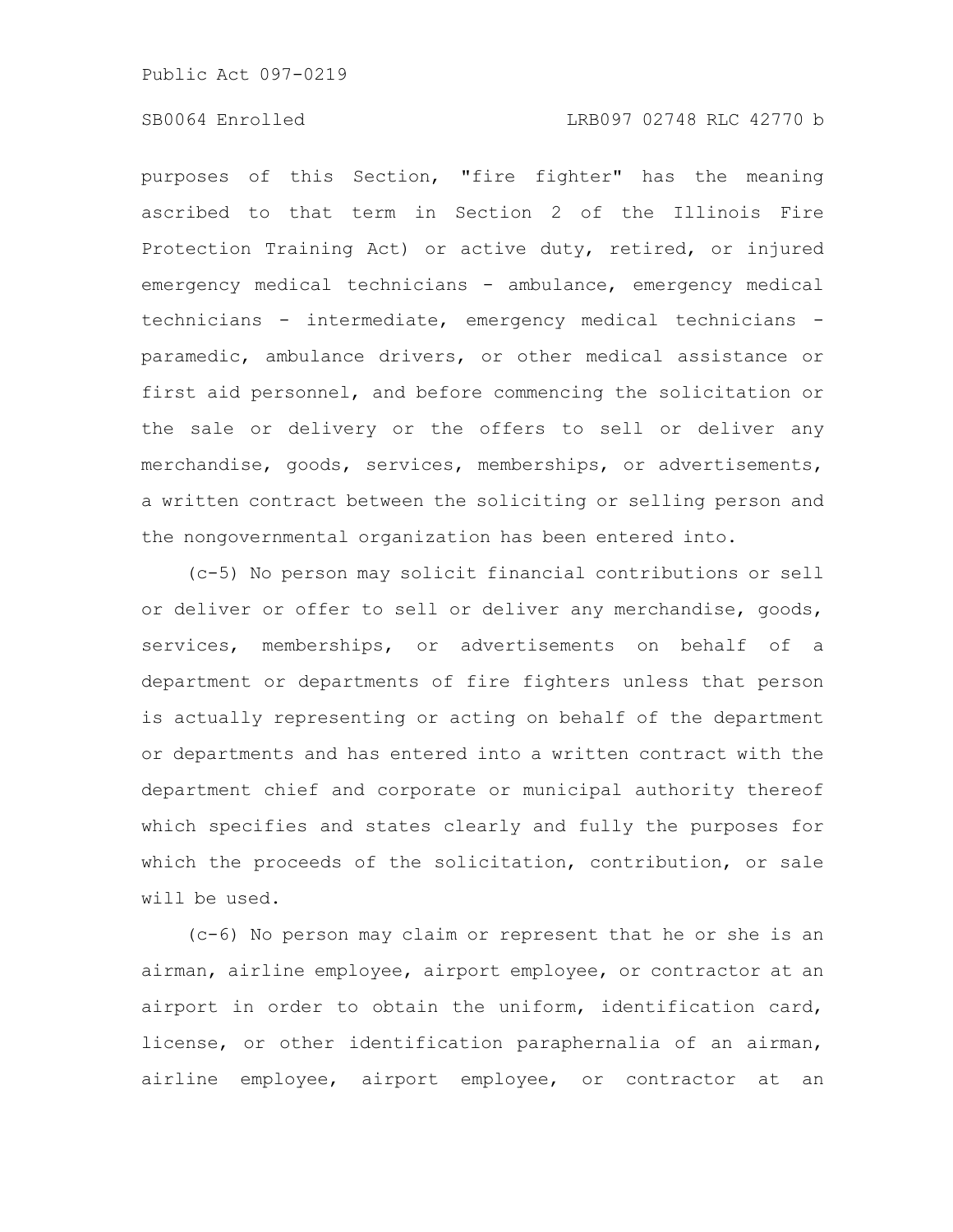purposes of this Section, "fire fighter" has the meaning ascribed to that term in Section 2 of the Illinois Fire Protection Training Act) or active duty, retired, or injured emergency medical technicians - ambulance, emergency medical technicians - intermediate, emergency medical technicians - paramedic, ambulance drivers, or other medical assistance or first aid personnel, and before commencing the solicitation or the sale or delivery or the offers to sell or deliver any merchandise, goods, services, memberships, or advertisements, a written contract between the soliciting or selling person and the nongovernmental organization has been entered into.

(c-5) No person may solicit financial contributions or sell or deliver or offer to sell or deliver any merchandise, goods, services, memberships, or advertisements on behalf of a department or departments of fire fighters unless that person is actually representing or acting on behalf of the department or departments and has entered into a written contract with the department chief and corporate or municipal authority thereof which specifies and states clearly and fully the purposes for which the proceeds of the solicitation, contribution, or sale will be used.

(c-6) No person may claim or represent that he or she is an airman, airline employee, airport employee, or contractor at an airport in order to obtain the uniform, identification card, license, or other identification paraphernalia of an airman, airline employee, airport employee, or contractor at an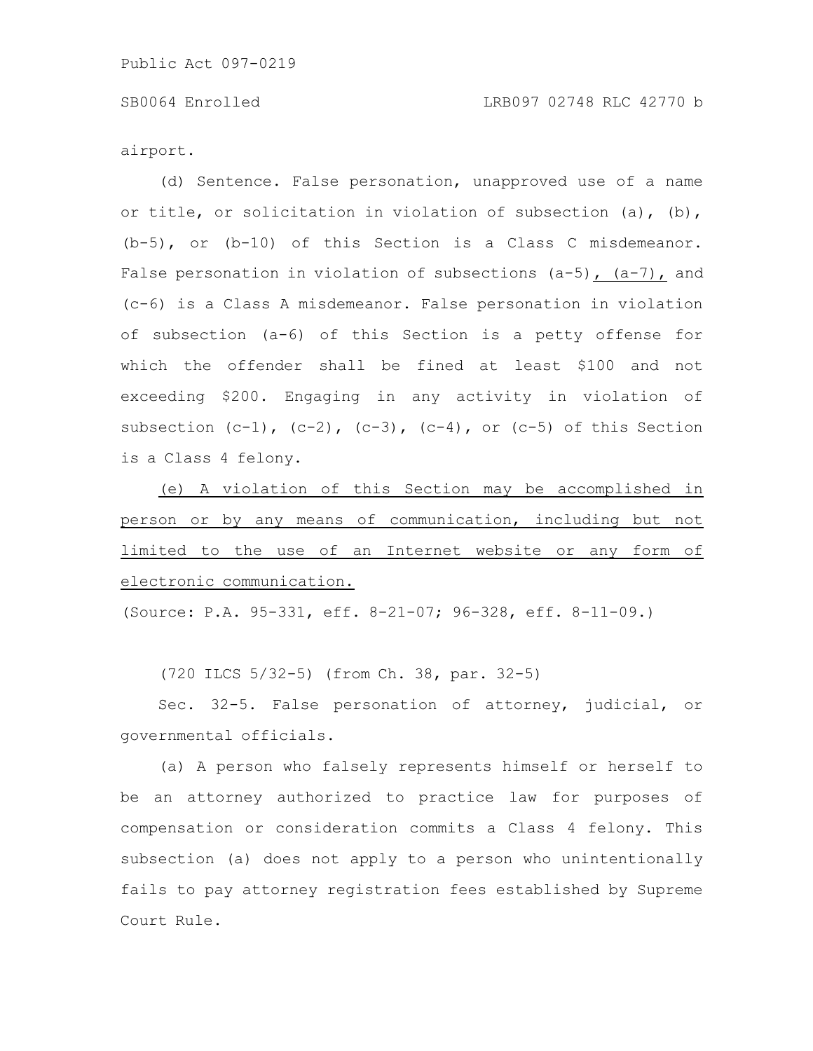airport.

(d) Sentence. False personation, unapproved use of a name or title, or solicitation in violation of subsection (a), (b), (b-5), or (b-10) of this Section is a Class C misdemeanor. False personation in violation of subsections (a-5), (a-7), and (c-6) is a Class A misdemeanor. False personation in violation of subsection (a-6) of this Section is a petty offense for which the offender shall be fined at least $100 and not exceeding $200. Engaging in any activity in violation of subsection (c-1), (c-2), (c-3), (c-4), or (c-5) of this Section is a Class 4 felony.

(e) A violation of this Section may be accomplished in person or by any means of communication, including but not limited to the use of an Internet website or any form of electronic communication.

(Source: P.A. 95-331, eff. 8-21-07; 96-328, eff. 8-11-09.)

(720 ILCS 5/32-5) (from Ch. 38, par. 32-5)

Sec. 32-5. False personation of attorney, judicial, or governmental officials.

(a) A person who falsely represents himself or herself to be an attorney authorized to practice law for purposes of compensation or consideration commits a Class 4 felony. This subsection (a) does not apply to a person who unintentionally fails to pay attorney registration fees established by Supreme Court Rule.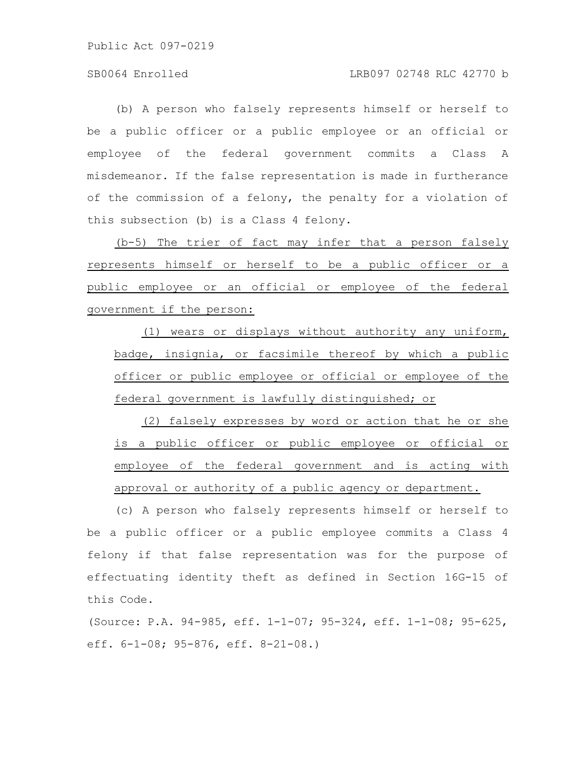(b) A person who falsely represents himself or herself to be a public officer or a public employee or an official or employee of the federal government commits a Class A misdemeanor. If the false representation is made in furtherance of the commission of a felony, the penalty for a violation of this subsection (b) is a Class 4 felony.

<u>(b-5) The trier of fact may infer that a person falsely represents himself or herself to be a public officer or a public employee or an official or employee of the federal government if the person:</u>

<u>(1) wears or displays without authority any uniform, badge, insignia, or facsimile thereof by which a public officer or public employee or official or employee of the federal government is lawfully distinguished; or</u>

<u>(2) falsely expresses by word or action that he or she is a public officer or public employee or official or employee of the federal government and is acting with approval or authority of a public agency or department.</u>

(c) A person who falsely represents himself or herself to be a public officer or a public employee commits a Class 4 felony if that false representation was for the purpose of effectuating identity theft as defined in Section 16G-15 of this Code.

(Source: P.A. 94-985, eff. 1-1-07; 95-324, eff. 1-1-08; 95-625, eff. 6-1-08; 95-876, eff. 8-21-08.)